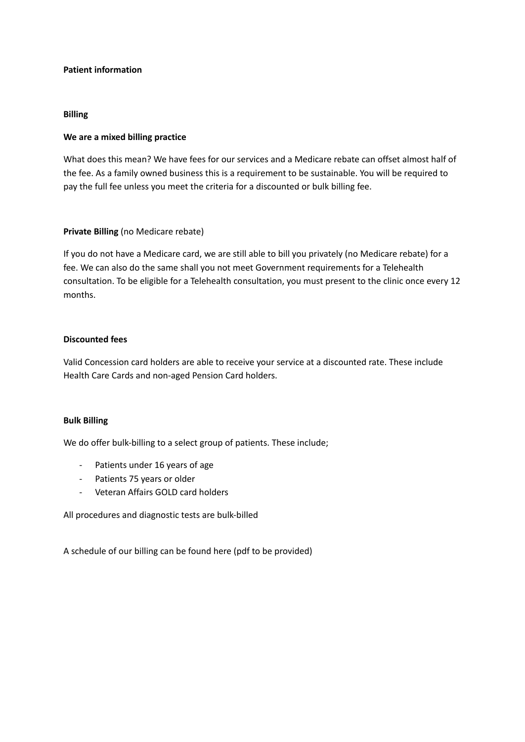**Patient information**

**Billing**

**We are a mixed billing practice**

What does this mean? We have fees for our services and a Medicare rebate can offset almost half of the fee. As a family owned business this is a requirement to be sustainable. You will be required to pay the full fee unless you meet the criteria for a discounted or bulk billing fee.

**Private Billing** (no Medicare rebate)

If you do not have a Medicare card, we are still able to bill you privately (no Medicare rebate) for a fee. We can also do the same shall you not meet Government requirements for a Telehealth consultation. To be eligible for a Telehealth consultation, you must present to the clinic once every 12 months.

**Discounted fees**

Valid Concession card holders are able to receive your service at a discounted rate. These include Health Care Cards and non-aged Pension Card holders.

**Bulk Billing**

We do offer bulk-billing to a select group of patients. These include;

- Patients under 16 years of age
- Patients 75 years or older
- Veteran Affairs GOLD card holders

All procedures and diagnostic tests are bulk-billed

A schedule of our billing can be found here (pdf to be provided)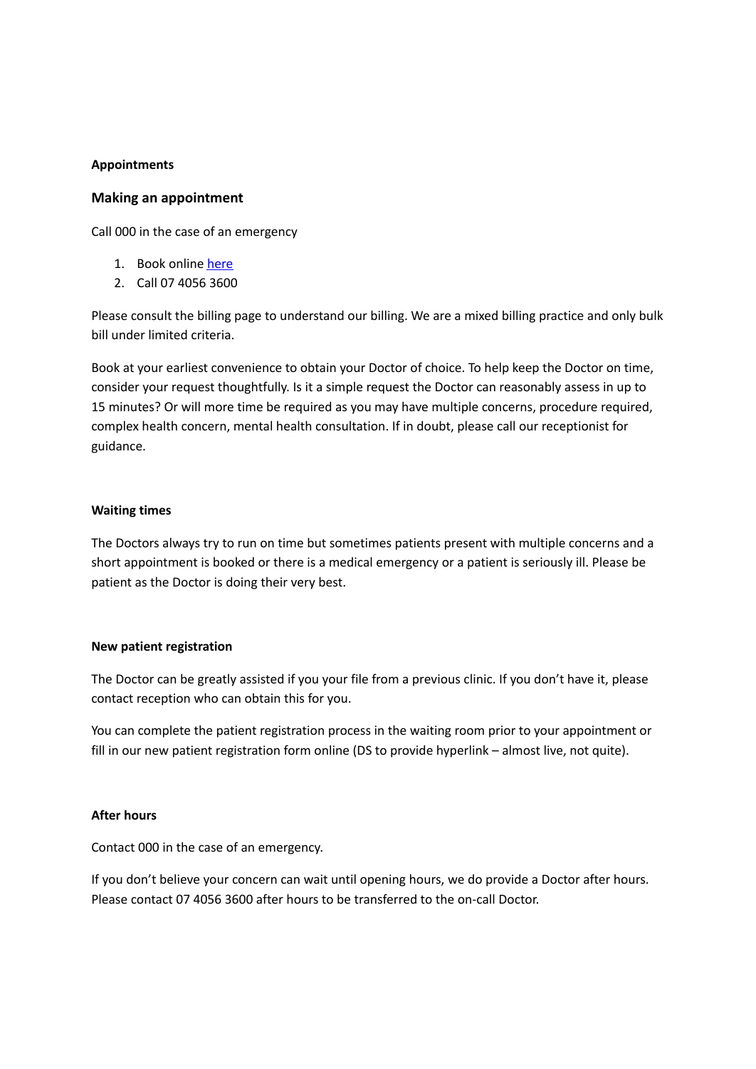**Appointments**

## Making an appointment

Call 000 in the case of an emergency

1. Book online here
2. Call 07 4056 3600

Please consult the billing page to understand our billing. We are a mixed billing practice and only bulk bill under limited criteria.

Book at your earliest convenience to obtain your Doctor of choice. To help keep the Doctor on time, consider your request thoughtfully. Is it a simple request the Doctor can reasonably assess in up to 15 minutes? Or will more time be required as you may have multiple concerns, procedure required, complex health concern, mental health consultation. If in doubt, please call our receptionist for guidance.

**Waiting times**

The Doctors always try to run on time but sometimes patients present with multiple concerns and a short appointment is booked or there is a medical emergency or a patient is seriously ill. Please be patient as the Doctor is doing their very best.

**New patient registration**

The Doctor can be greatly assisted if you your file from a previous clinic. If you don't have it, please contact reception who can obtain this for you.

You can complete the patient registration process in the waiting room prior to your appointment or fill in our new patient registration form online (DS to provide hyperlink – almost live, not quite).

**After hours**

Contact 000 in the case of an emergency.

If you don't believe your concern can wait until opening hours, we do provide a Doctor after hours. Please contact 07 4056 3600 after hours to be transferred to the on-call Doctor.